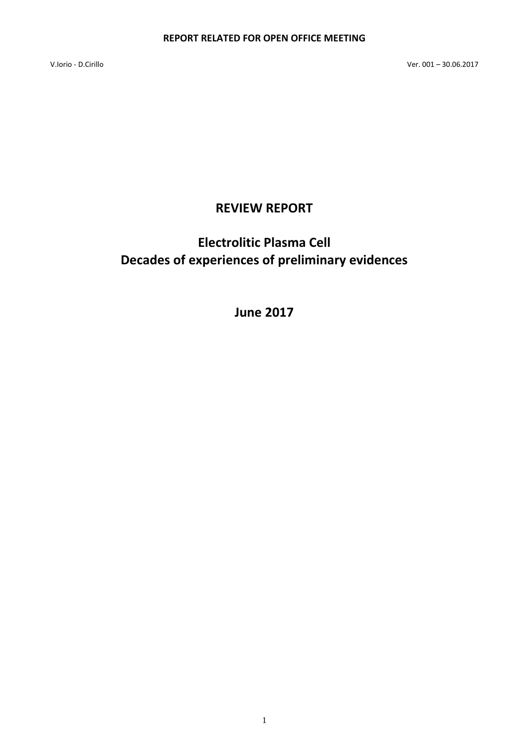**REPORT RELATED FOR OPEN OFFICE MEETING**

V.Iorio - D.Cirillo

Ver. 001 – 30.06.2017

# REVIEW REPORT

# Electrolitic Plasma Cell
# Decades of experiences of preliminary evidences

## June 2017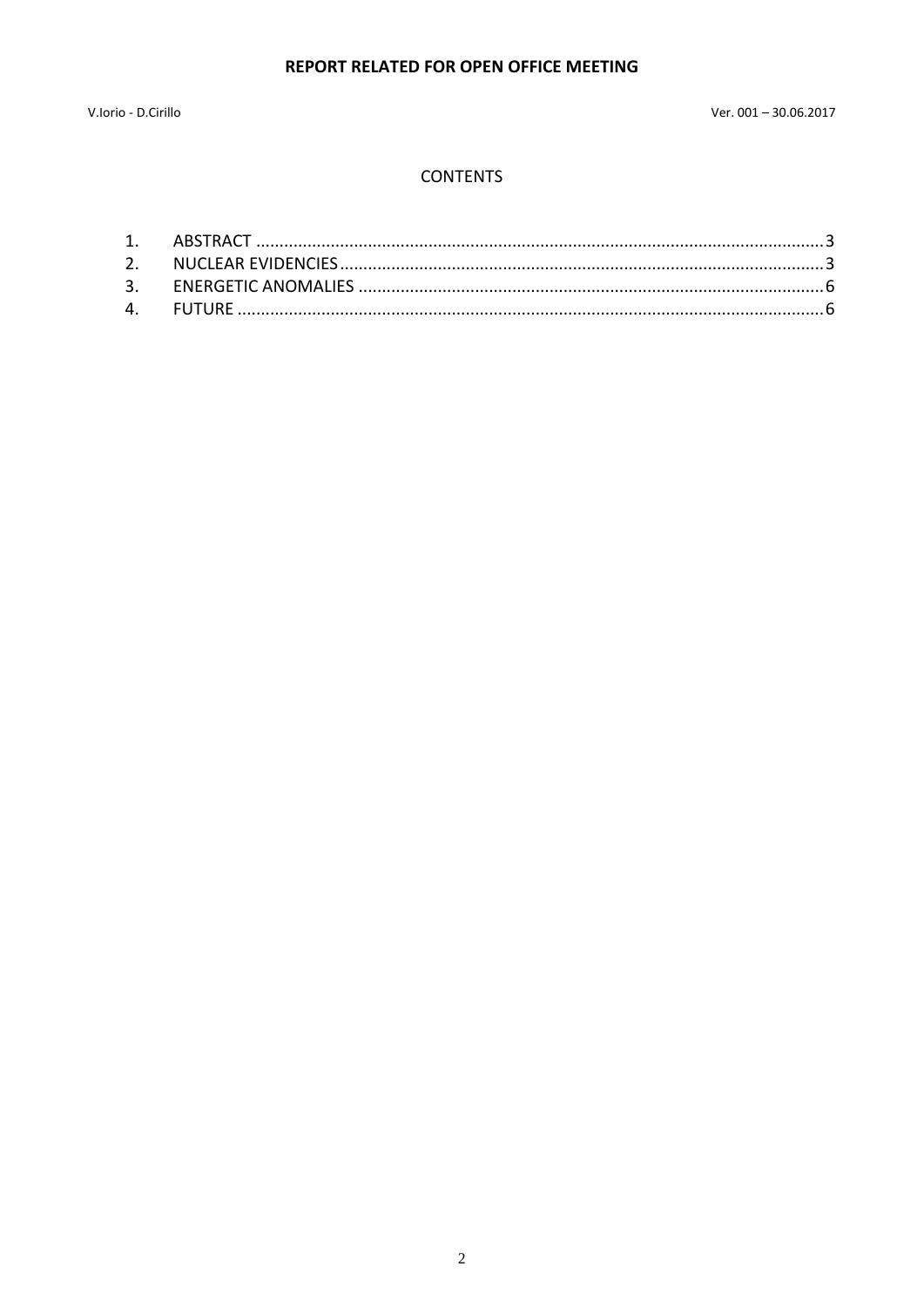## CONTENTS

1. ABSTRACT ........................................................................................................................ 3
2. NUCLEAR EVIDENCIES ...................................................................................................... 3
3. ENERGETIC ANOMALIES .................................................................................................. 6
4. FUTURE ............................................................................................................................ 6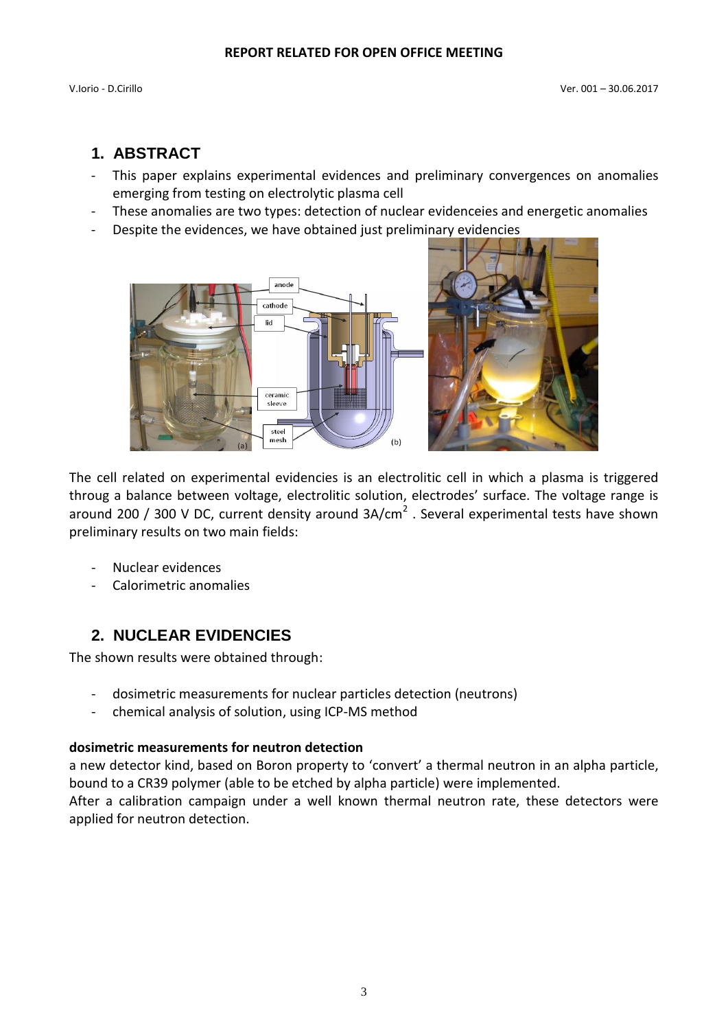# 1. ABSTRACT

- This paper explains experimental evidences and preliminary convergences on anomalies emerging from testing on electrolytic plasma cell
- These anomalies are two types: detection of nuclear evidenceies and energetic anomalies
- Despite the evidences, we have obtained just preliminary evidencies

anode
cathode
lid
ceramic sleeve
steel mesh
(a)
(b)

The cell related on experimental evidencies is an electrolitic cell in which a plasma is triggered throug a balance between voltage, electrolitic solution, electrodes' surface. The voltage range is around 200 / 300 V DC, current density around 3A/cm$^2$ . Several experimental tests have shown preliminary results on two main fields:

- Nuclear evidences
- Calorimetric anomalies

# 2. NUCLEAR EVIDENCIES

The shown results were obtained through:

- dosimetric measurements for nuclear particles detection (neutrons)
- chemical analysis of solution, using ICP-MS method

**dosimetric measurements for neutron detection**

a new detector kind, based on Boron property to 'convert' a thermal neutron in an alpha particle, bound to a CR39 polymer (able to be etched by alpha particle) were implemented.
After a calibration campaign under a well known thermal neutron rate, these detectors were applied for neutron detection.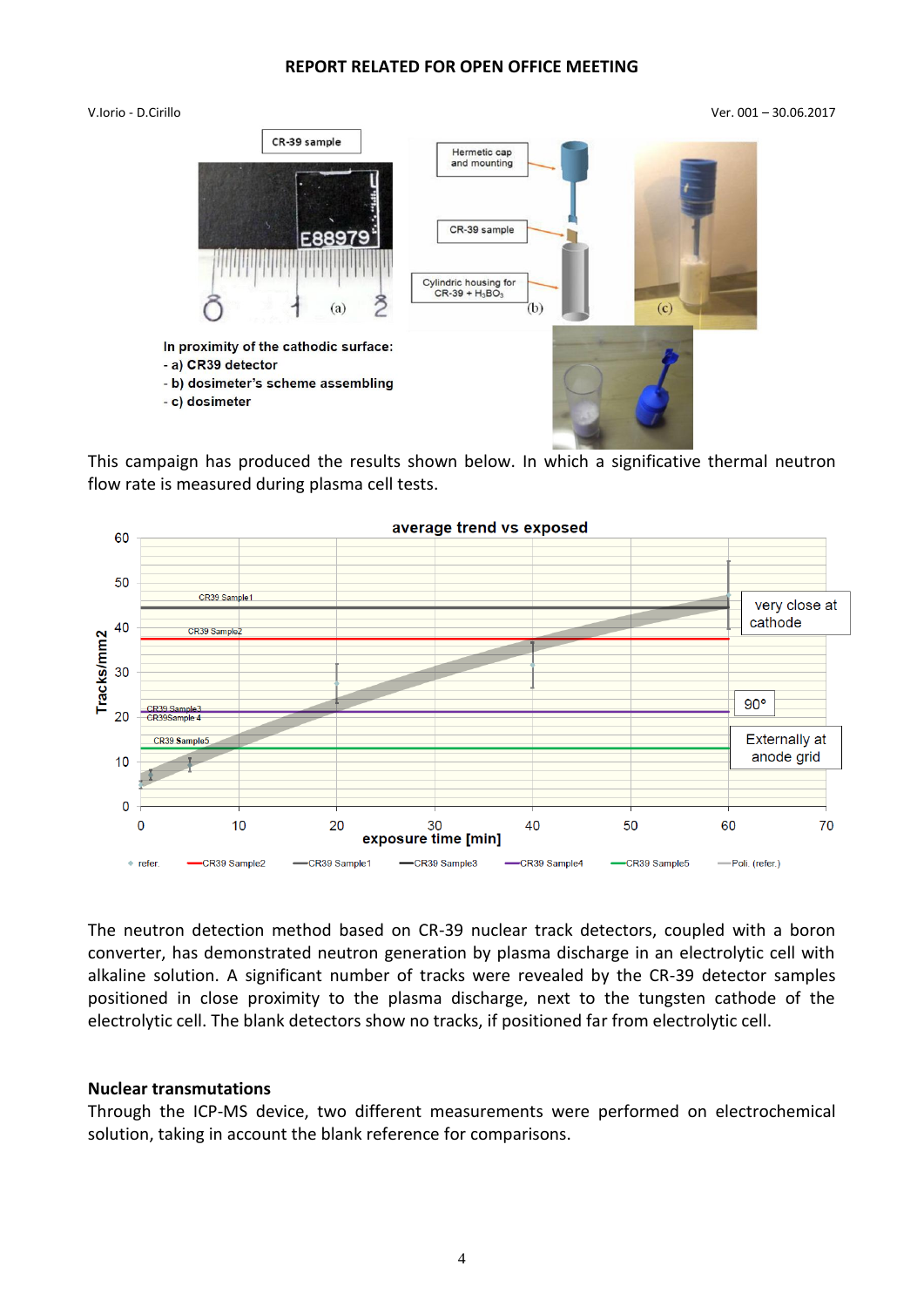CR-39 sample

E88979

(a)

Hermetic cap and mounting

CR-39 sample

Cylindric housing for CR-39 + $H_3BO_3$

(b)

(c)

**In proximity of the cathodic surface:**
- **a) CR39 detector**
- **b) dosimeter's scheme assembling**
- **c) dosimeter**

This campaign has produced the results shown below. In which a significative thermal neutron flow rate is measured during plasma cell tests.

average trend vs exposed

Tracks/mm2

0
10
20
30
40
50
60

exposure time [min]

0
10
20
30
40
50
60
70

CR39 Sample1
CR39 Sample2
CR39 Sample3
CR39Sample 4
CR39 Sample5

very close at cathode

90°

Externally at anode grid

refer.
CR39 Sample2
CR39 Sample1
CR39 Sample3
CR39 Sample4
CR39 Sample5
Poli. (refer.)

The neutron detection method based on CR-39 nuclear track detectors, coupled with a boron converter, has demonstrated neutron generation by plasma discharge in an electrolytic cell with alkaline solution. A significant number of tracks were revealed by the CR-39 detector samples positioned in close proximity to the plasma discharge, next to the tungsten cathode of the electrolytic cell. The blank detectors show no tracks, if positioned far from electrolytic cell.

## Nuclear transmutations

Through the ICP-MS device, two different measurements were performed on electrochemical solution, taking in account the blank reference for comparisons.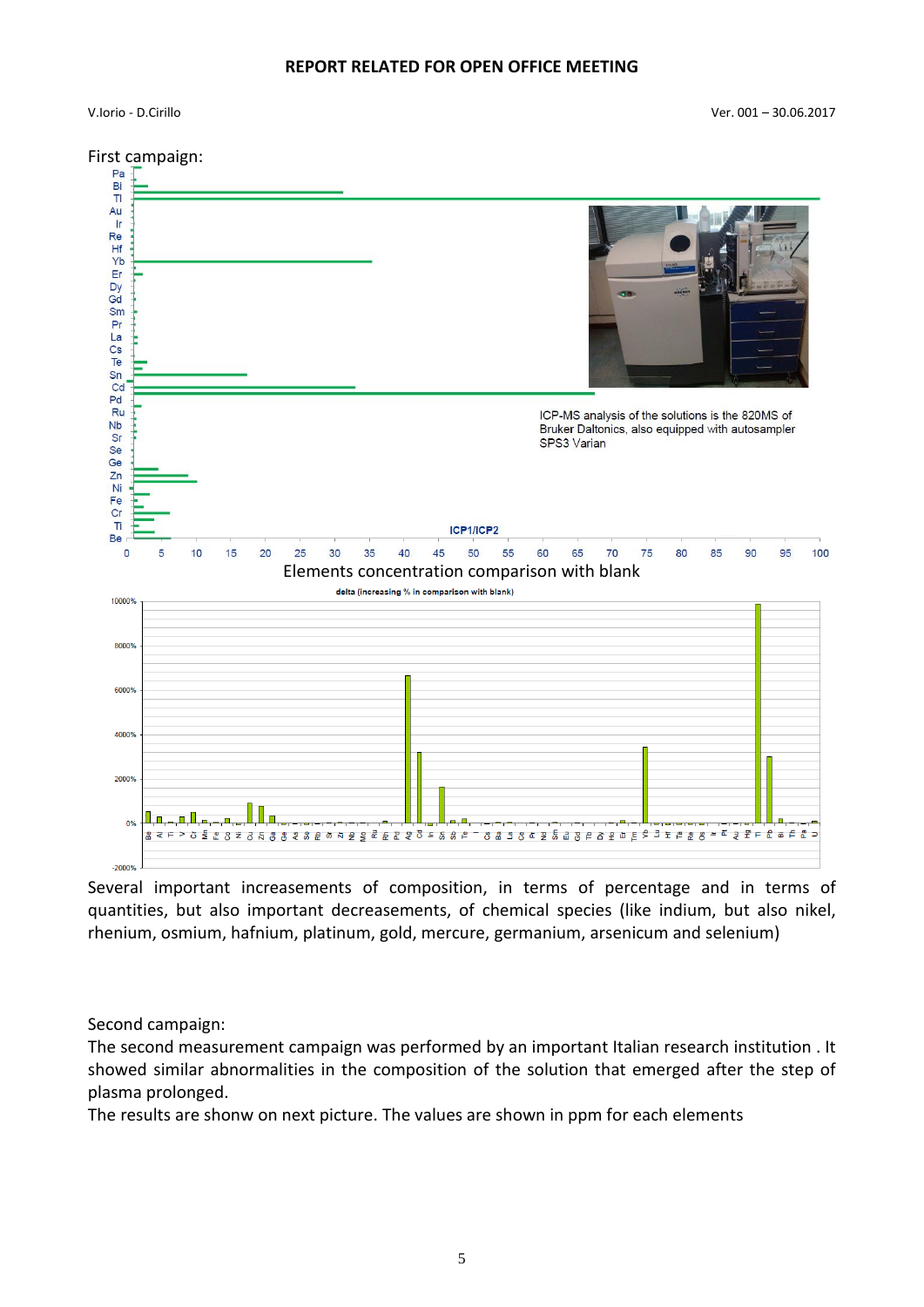REPORT RELATED FOR OPEN OFFICE MEETING

V.Iorio - D.Cirillo

Ver. 001 – 30.06.2017

First campaign:

Pa
Bi
Tl
Au
Ir
Re
Hf
Yb
Er
Dy
Gd
Sm
Pr
La
Cs
Te
Sn
Cd
Pd
Ru
Nb
Sr
Se
Ge
Zn
Ni
Fe
Cr
Ti
Be

0 5 10 15 20 25 30 35 40 45 50 55 60 65 70 75 80 85 90 95 100

ICP1/ICP2

ICP-MS analysis of the solutions is the 820MS of Bruker Daltonics, also equipped with autosampler SPS3 Varian

Elements concentration comparison with blank

delta (increasing % in comparison with blank)

10000%
8000%
6000%
4000%
2000%
0%
-2000%

Several important increasements of composition, in terms of percentage and in terms of quantities, but also important decreasements, of chemical species (like indium, but also nikel, rhenium, osmium, hafnium, platinum, gold, mercure, germanium, arsenicum and selenium)

Second campaign:

The second measurement campaign was performed by an important Italian research institution . It showed similar abnormalities in the composition of the solution that emerged after the step of plasma prolonged.

The results are shonw on next picture. The values are shown in ppm for each elements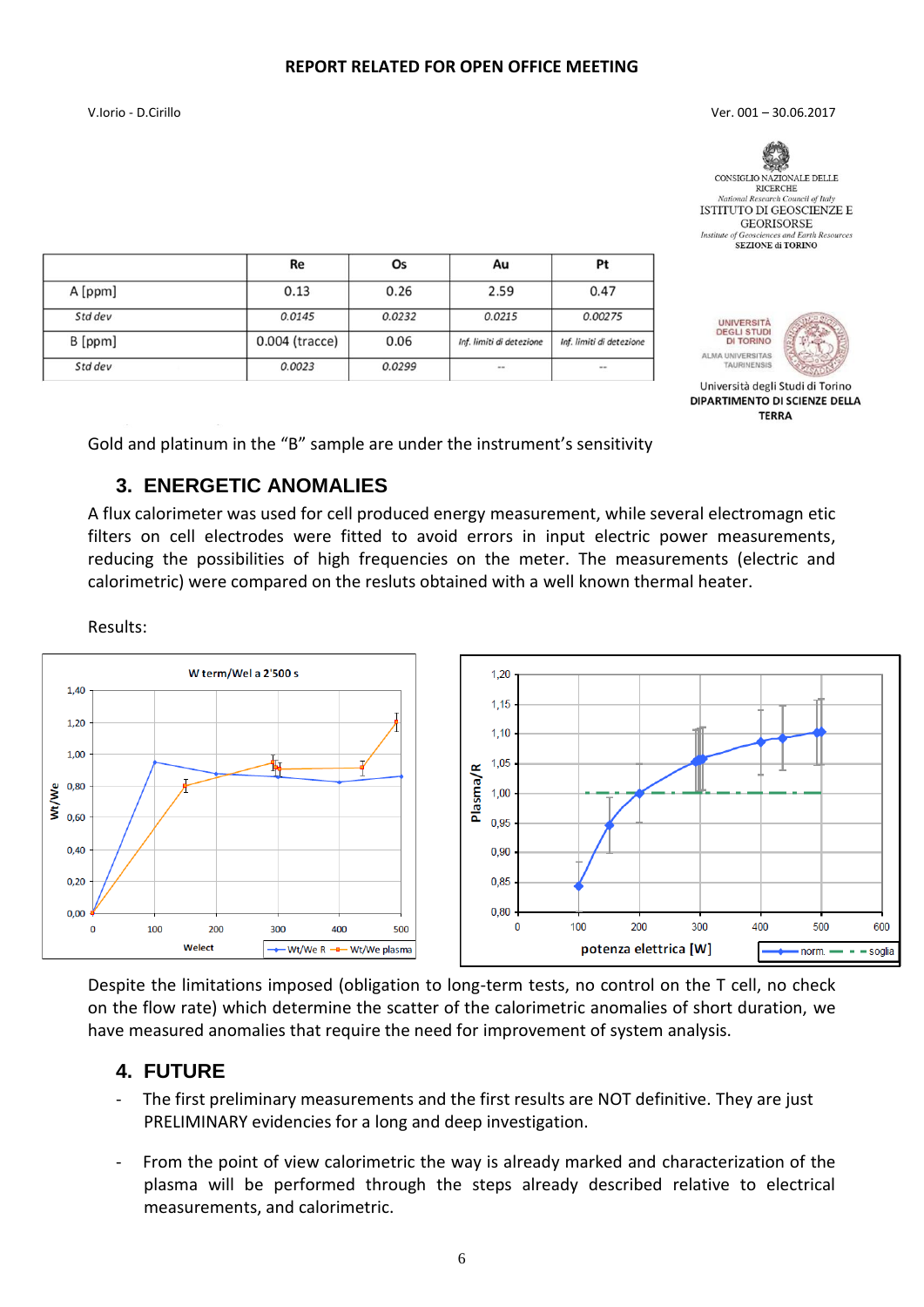REPORT RELATED FOR OPEN OFFICE MEETING

V.Iorio - D.Cirillo

Ver. 001 – 30.06.2017

CONSIGLIO NAZIONALE DELLE RICERCHE
National Research Council of Italy
ISTITUTO DI GEOSCIENZE E GEORISORSE
Institute of Geosciences and Earth Resources
SEZIONE di TORINO

| | Re | Os | Au | Pt |
|---|---|---|---|---|
| A [ppm] | 0.13 | 0.26 | 2.59 | 0.47 |
| *Std dev* | *0.0145* | *0.0232* | *0.0215* | *0.00275* |
| B [ppm] | 0.004 (tracce) | 0.06 | *Inf. limiti di detezione* | *Inf. limiti di detezione* |
| *Std dev* | *0.0023* | *0.0299* | -- | -- |

UNIVERSITÀ DEGLI STUDI DI TORINO
ALMA UNIVERSITAS TAURINENSIS
Università degli Studi di Torino
DIPARTIMENTO DI SCIENZE DELLA TERRA

Gold and platinum in the "B" sample are under the instrument's sensitivity

## 3. ENERGETIC ANOMALIES

A flux calorimeter was used for cell produced energy measurement, while several electromagn etic filters on cell electrodes were fitted to avoid errors in input electric power measurements, reducing the possibilities of high frequencies on the meter. The measurements (electric and calorimetric) were compared on the resluts obtained with a well known thermal heater.

Results:

W term/Wel a 2'500 s
Wt/We
1,40
1,20
1,00
0,80
0,60
0,40
0,20
0,00
0
100
200
300
400
500
Welect
Wt/We R
Wt/We plasma

Plasma/R
1,20
1,15
1,10
1,05
1,00
0,95
0,90
0,85
0,80
0
100
200
300
400
500
600
potenza elettrica [W]
norm.
soglia

Despite the limitations imposed (obligation to long-term tests, no control on the T cell, no check on the flow rate) which determine the scatter of the calorimetric anomalies of short duration, we have measured anomalies that require the need for improvement of system analysis.

## 4. FUTURE

- The first preliminary measurements and the first results are NOT definitive. They are just PRELIMINARY evidencies for a long and deep investigation.

- From the point of view calorimetric the way is already marked and characterization of the plasma will be performed through the steps already described relative to electrical measurements, and calorimetric.